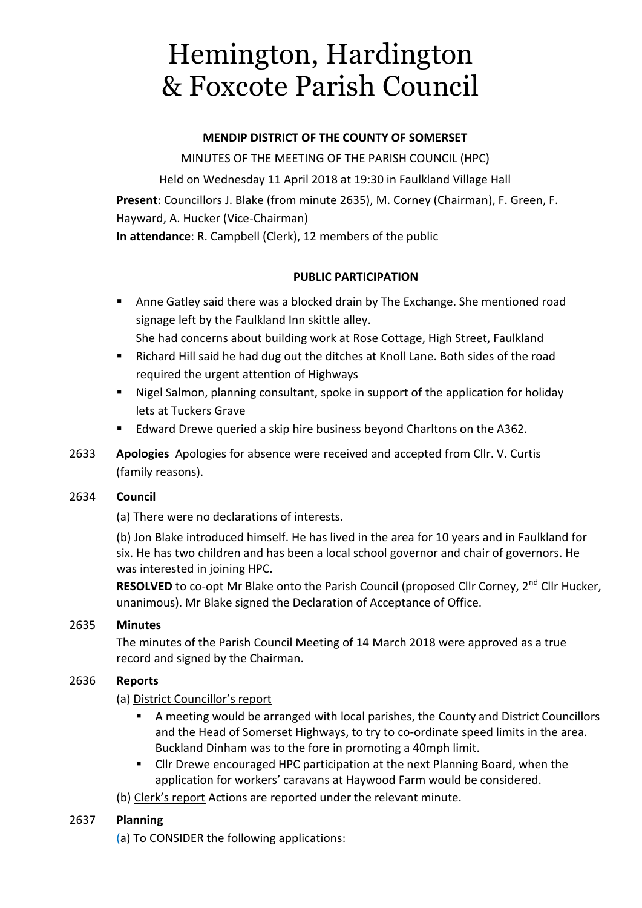# Hemington, Hardington & Foxcote Parish Council

**MENDIP DISTRICT OF THE COUNTY OF SOMERSET**

MINUTES OF THE MEETING OF THE PARISH COUNCIL (HPC)

Held on Wednesday 11 April 2018 at 19:30 in Faulkland Village Hall

**Present**: Councillors J. Blake (from minute 2635), M. Corney (Chairman), F. Green, F. Hayward, A. Hucker (Vice-Chairman)

**In attendance**: R. Campbell (Clerk), 12 members of the public

**PUBLIC PARTICIPATION**

- Anne Gatley said there was a blocked drain by The Exchange. She mentioned road signage left by the Faulkland Inn skittle alley. She had concerns about building work at Rose Cottage, High Street, Faulkland
- Richard Hill said he had dug out the ditches at Knoll Lane. Both sides of the road required the urgent attention of Highways
- Nigel Salmon, planning consultant, spoke in support of the application for holiday lets at Tuckers Grave
- Edward Drewe queried a skip hire business beyond Charltons on the A362.

2633 **Apologies** Apologies for absence were received and accepted from Cllr. V. Curtis (family reasons).

2634 **Council**

(a) There were no declarations of interests.

(b) Jon Blake introduced himself. He has lived in the area for 10 years and in Faulkland for six. He has two children and has been a local school governor and chair of governors. He was interested in joining HPC.

**RESOLVED** to co-opt Mr Blake onto the Parish Council (proposed Cllr Corney, 2nd Cllr Hucker, unanimous). Mr Blake signed the Declaration of Acceptance of Office.

2635 **Minutes**

The minutes of the Parish Council Meeting of 14 March 2018 were approved as a true record and signed by the Chairman.

2636 **Reports**

(a) District Councillor's report

- A meeting would be arranged with local parishes, the County and District Councillors and the Head of Somerset Highways, to try to co-ordinate speed limits in the area. Buckland Dinham was to the fore in promoting a 40mph limit.
- Cllr Drewe encouraged HPC participation at the next Planning Board, when the application for workers' caravans at Haywood Farm would be considered.

(b) Clerk's report Actions are reported under the relevant minute.

2637 **Planning**

(a) To CONSIDER the following applications: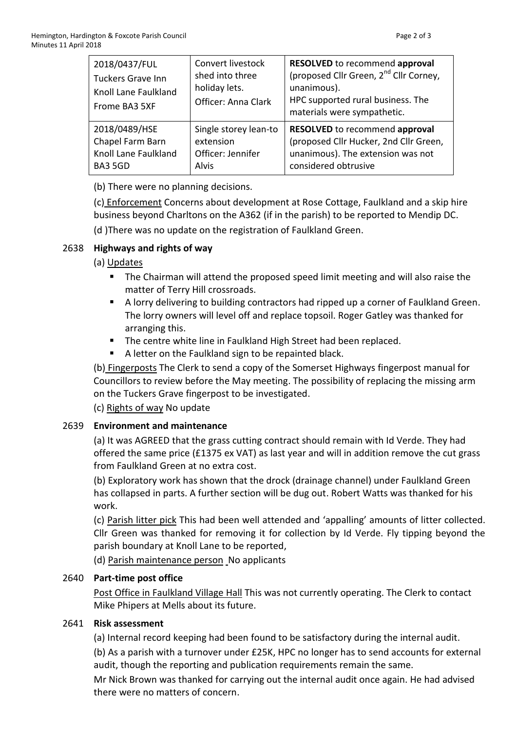| 2018/0437/FUL Tuckers Grave Inn Knoll Lane Faulkland Frome BA3 5XF | Convert livestock shed into three holiday lets. Officer: Anna Clark | **RESOLVED** to recommend **approval** (proposed Cllr Green, 2nd Cllr Corney, unanimous). HPC supported rural business. The materials were sympathetic. |
|---|---|---|
| 2018/0489/HSE Chapel Farm Barn Knoll Lane Faulkland BA3 5GD | Single storey lean-to extension Officer: Jennifer Alvis | **RESOLVED** to recommend **approval** (proposed Cllr Hucker, 2nd Cllr Green, unanimous). The extension was not considered obtrusive |

(b) There were no planning decisions.

(c) Enforcement Concerns about development at Rose Cottage, Faulkland and a skip hire business beyond Charltons on the A362 (if in the parish) to be reported to Mendip DC.

(d )There was no update on the registration of Faulkland Green.

## 2638 Highways and rights of way

(a) Updates

- The Chairman will attend the proposed speed limit meeting and will also raise the matter of Terry Hill crossroads.
- A lorry delivering to building contractors had ripped up a corner of Faulkland Green. The lorry owners will level off and replace topsoil. Roger Gatley was thanked for arranging this.
- The centre white line in Faulkland High Street had been replaced.
- A letter on the Faulkland sign to be repainted black.

(b) Fingerposts The Clerk to send a copy of the Somerset Highways fingerpost manual for Councillors to review before the May meeting. The possibility of replacing the missing arm on the Tuckers Grave fingerpost to be investigated.

(c) Rights of way No update

## 2639 Environment and maintenance

(a) It was AGREED that the grass cutting contract should remain with Id Verde. They had offered the same price (£1375 ex VAT) as last year and will in addition remove the cut grass from Faulkland Green at no extra cost.

(b) Exploratory work has shown that the drock (drainage channel) under Faulkland Green has collapsed in parts. A further section will be dug out. Robert Watts was thanked for his work.

(c) Parish litter pick This had been well attended and 'appalling' amounts of litter collected. Cllr Green was thanked for removing it for collection by Id Verde. Fly tipping beyond the parish boundary at Knoll Lane to be reported,

(d) Parish maintenance person No applicants

## 2640 Part-time post office

Post Office in Faulkland Village Hall This was not currently operating. The Clerk to contact Mike Phipers at Mells about its future.

## 2641 Risk assessment

(a) Internal record keeping had been found to be satisfactory during the internal audit.

(b) As a parish with a turnover under £25K, HPC no longer has to send accounts for external audit, though the reporting and publication requirements remain the same.

Mr Nick Brown was thanked for carrying out the internal audit once again. He had advised there were no matters of concern.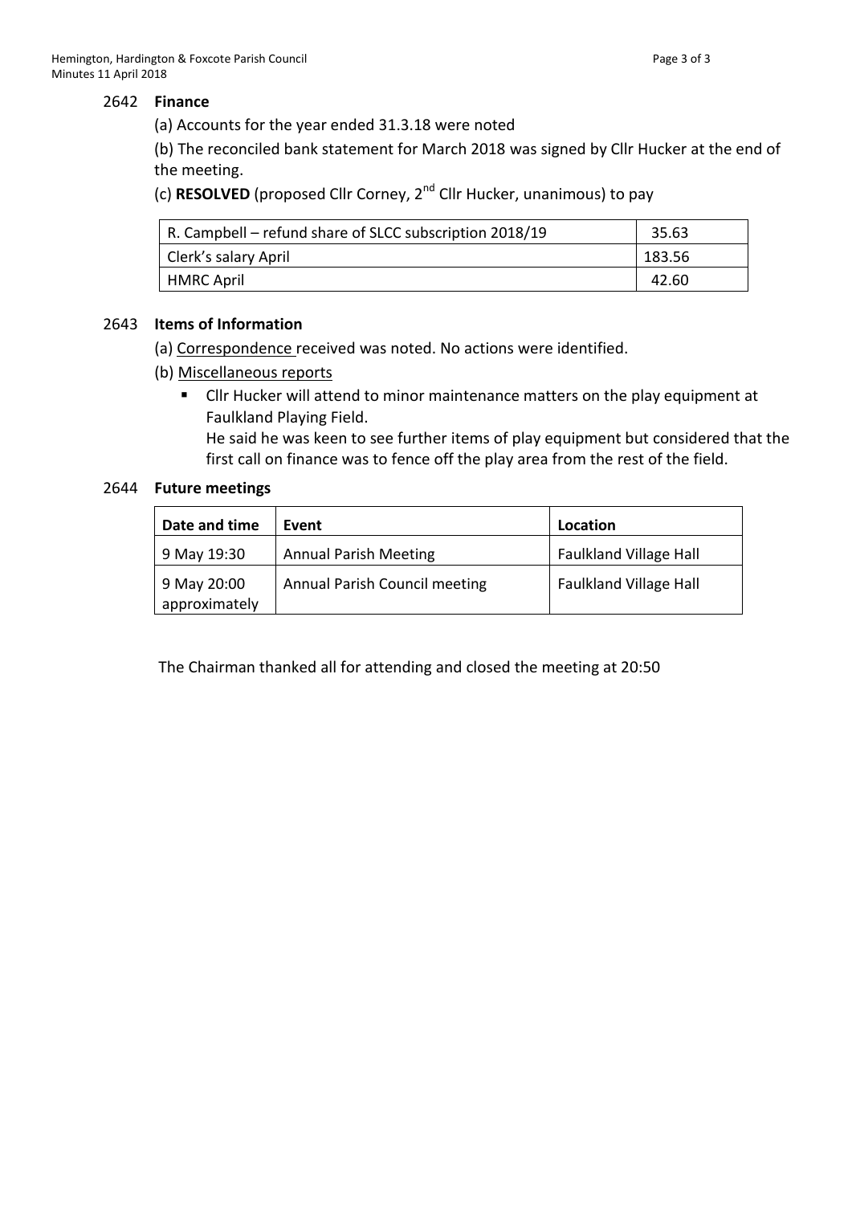## 2642 **Finance**

(a) Accounts for the year ended 31.3.18 were noted

(b) The reconciled bank statement for March 2018 was signed by Cllr Hucker at the end of the meeting.

(c) **RESOLVED** (proposed Cllr Corney, 2nd Cllr Hucker, unanimous) to pay

| | |
|---|---|
| R. Campbell – refund share of SLCC subscription 2018/19 | 35.63 |
| Clerk's salary April | 183.56 |
| HMRC April | 42.60 |

## 2643 **Items of Information**

(a) Correspondence received was noted. No actions were identified.

(b) Miscellaneous reports

- Cllr Hucker will attend to minor maintenance matters on the play equipment at Faulkland Playing Field.
  He said he was keen to see further items of play equipment but considered that the first call on finance was to fence off the play area from the rest of the field.

## 2644 **Future meetings**

| Date and time | Event | Location |
|---|---|---|
| 9 May 19:30 | Annual Parish Meeting | Faulkland Village Hall |
| 9 May 20:00 approximately | Annual Parish Council meeting | Faulkland Village Hall |

The Chairman thanked all for attending and closed the meeting at 20:50